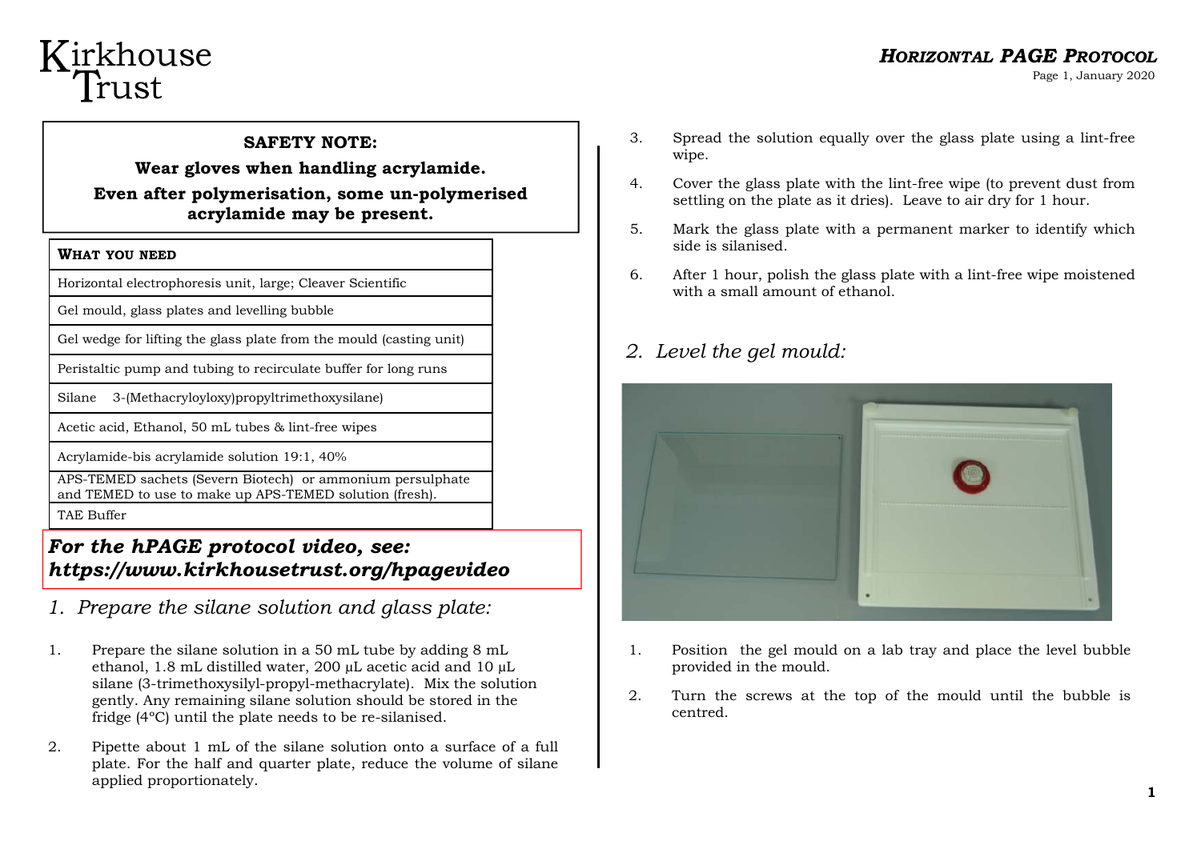# Kirkhouse Trust

## *HORIZONTAL PAGE PROTOCOL*

**SAFETY NOTE:**

**Wear gloves when handling acrylamide.**

**Even after polymerisation, some un-polymerised acrylamide may be present.**

| **WHAT YOU NEED** |
| --- |
| Horizontal electrophoresis unit, large; Cleaver Scientific |
| Gel mould, glass plates and levelling bubble |
| Gel wedge for lifting the glass plate from the mould (casting unit) |
| Peristaltic pump and tubing to recirculate buffer for long runs |
| Silane 3-(Methacryloyloxy)propyltrimethoxysilane) |
| Acetic acid, Ethanol, 50 mL tubes & lint-free wipes |
| Acrylamide-bis acrylamide solution 19:1, 40% |
| APS-TEMED sachets (Severn Biotech) or ammonium persulphate and TEMED to use to make up APS-TEMED solution (fresh). |
| TAE Buffer |

***For the hPAGE protocol video, see: https://www.kirkhousetrust.org/hpagevideo***

## *1. Prepare the silane solution and glass plate:*

1. Prepare the silane solution in a 50 mL tube by adding 8 mL ethanol, 1.8 mL distilled water, 200 µL acetic acid and 10 µL silane (3-trimethoxysilyl-propyl-methacrylate). Mix the solution gently. Any remaining silane solution should be stored in the fridge (4°C) until the plate needs to be re-silanised.
2. Pipette about 1 mL of the silane solution onto a surface of a full plate. For the half and quarter plate, reduce the volume of silane applied proportionately.
3. Spread the solution equally over the glass plate using a lint-free wipe.
4. Cover the glass plate with the lint-free wipe (to prevent dust from settling on the plate as it dries). Leave to air dry for 1 hour.
5. Mark the glass plate with a permanent marker to identify which side is silanised.
6. After 1 hour, polish the glass plate with a lint-free wipe moistened with a small amount of ethanol.

## *2. Level the gel mould:*

1. Position the gel mould on a lab tray and place the level bubble provided in the mould.
2. Turn the screws at the top of the mould until the bubble is centred.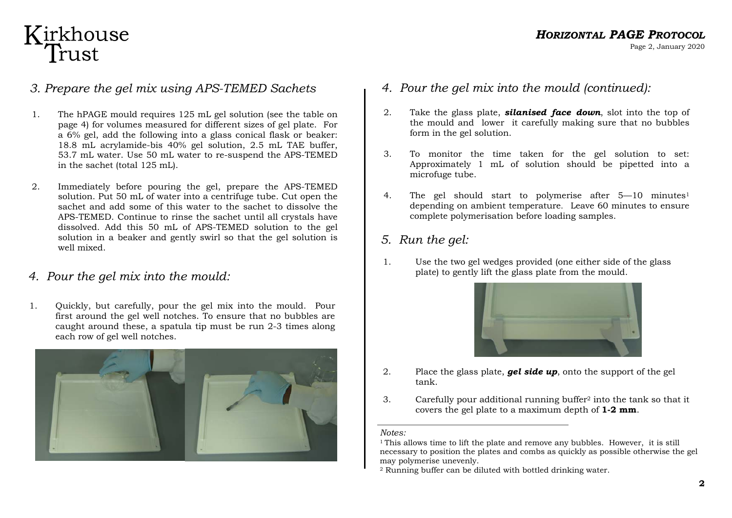## 3. Prepare the gel mix using APS-TEMED Sachets

1. The hPAGE mould requires 125 mL gel solution (see the table on page 4) for volumes measured for different sizes of gel plate. For a 6% gel, add the following into a glass conical flask or beaker: 18.8 mL acrylamide-bis 40% gel solution, 2.5 mL TAE buffer, 53.7 mL water. Use 50 mL water to re-suspend the APS-TEMED in the sachet (total 125 mL).

2. Immediately before pouring the gel, prepare the APS-TEMED solution. Put 50 mL of water into a centrifuge tube. Cut open the sachet and add some of this water to the sachet to dissolve the APS-TEMED. Continue to rinse the sachet until all crystals have dissolved. Add this 50 mL of APS-TEMED solution to the gel solution in a beaker and gently swirl so that the gel solution is well mixed.

## 4. Pour the gel mix into the mould:

1. Quickly, but carefully, pour the gel mix into the mould. Pour first around the gel well notches. To ensure that no bubbles are caught around these, a spatula tip must be run 2-3 times along each row of gel well notches.

## 4. Pour the gel mix into the mould (continued):

2. Take the glass plate, ***silanised face down***, slot into the top of the mould and lower it carefully making sure that no bubbles form in the gel solution.

3. To monitor the time taken for the gel solution to set: Approximately 1 mL of solution should be pipetted into a microfuge tube.

4. The gel should start to polymerise after 5—10 minutes[1] depending on ambient temperature. Leave 60 minutes to ensure complete polymerisation before loading samples.

## 5. Run the gel:

1. Use the two gel wedges provided (one either side of the glass plate) to gently lift the glass plate from the mould.

2. Place the glass plate, ***gel side up***, onto the support of the gel tank.

3. Carefully pour additional running buffer[2] into the tank so that it covers the gel plate to a maximum depth of **1-2 mm**.

*Notes:*

[1] This allows time to lift the plate and remove any bubbles. However, it is still necessary to position the plates and combs as quickly as possible otherwise the gel may polymerise unevenly.

[2] Running buffer can be diluted with bottled drinking water.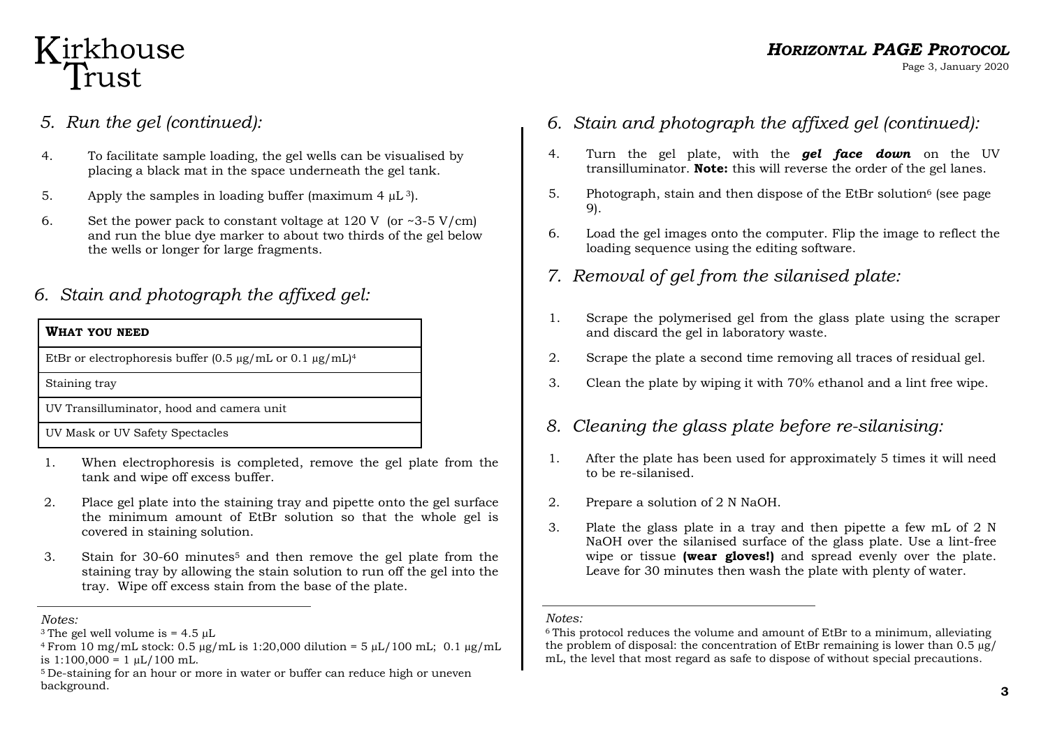## 5. Run the gel (continued):

4. To facilitate sample loading, the gel wells can be visualised by placing a black mat in the space underneath the gel tank.
5. Apply the samples in loading buffer (maximum 4 µL [3]).
6. Set the power pack to constant voltage at 120 V (or ~3-5 V/cm) and run the blue dye marker to about two thirds of the gel below the wells or longer for large fragments.

## 6. Stain and photograph the affixed gel:

| **WHAT YOU NEED** |
|---|
| EtBr or electrophoresis buffer (0.5 µg/mL or 0.1 µg/mL)[4] |
| Staining tray |
| UV Transilluminator, hood and camera unit |
| UV Mask or UV Safety Spectacles |

1. When electrophoresis is completed, remove the gel plate from the tank and wipe off excess buffer.
2. Place gel plate into the staining tray and pipette onto the gel surface the minimum amount of EtBr solution so that the whole gel is covered in staining solution.
3. Stain for 30-60 minutes[5] and then remove the gel plate from the staining tray by allowing the stain solution to run off the gel into the tray. Wipe off excess stain from the base of the plate.

*Notes:*

[3] The gel well volume is = 4.5 µL

[4] From 10 mg/mL stock: 0.5 µg/mL is 1:20,000 dilution = 5 µL/100 mL; 0.1 µg/mL is 1:100,000 = 1 µL/100 mL.

[5] De-staining for an hour or more in water or buffer can reduce high or uneven background.

## 6. Stain and photograph the affixed gel (continued):

4. Turn the gel plate, with the ***gel face down*** on the UV transilluminator. **Note:** this will reverse the order of the gel lanes.
5. Photograph, stain and then dispose of the EtBr solution[6] (see page 9).
6. Load the gel images onto the computer. Flip the image to reflect the loading sequence using the editing software.

## 7. Removal of gel from the silanised plate:

1. Scrape the polymerised gel from the glass plate using the scraper and discard the gel in laboratory waste.
2. Scrape the plate a second time removing all traces of residual gel.
3. Clean the plate by wiping it with 70% ethanol and a lint free wipe.

## 8. Cleaning the glass plate before re-silanising:

1. After the plate has been used for approximately 5 times it will need to be re-silanised.
2. Prepare a solution of 2 N NaOH.
3. Plate the glass plate in a tray and then pipette a few mL of 2 N NaOH over the silanised surface of the glass plate. Use a lint-free wipe or tissue **(wear gloves!)** and spread evenly over the plate. Leave for 30 minutes then wash the plate with plenty of water.

*Notes:*

[6] This protocol reduces the volume and amount of EtBr to a minimum, alleviating the problem of disposal: the concentration of EtBr remaining is lower than 0.5 µg/mL, the level that most regard as safe to dispose of without special precautions.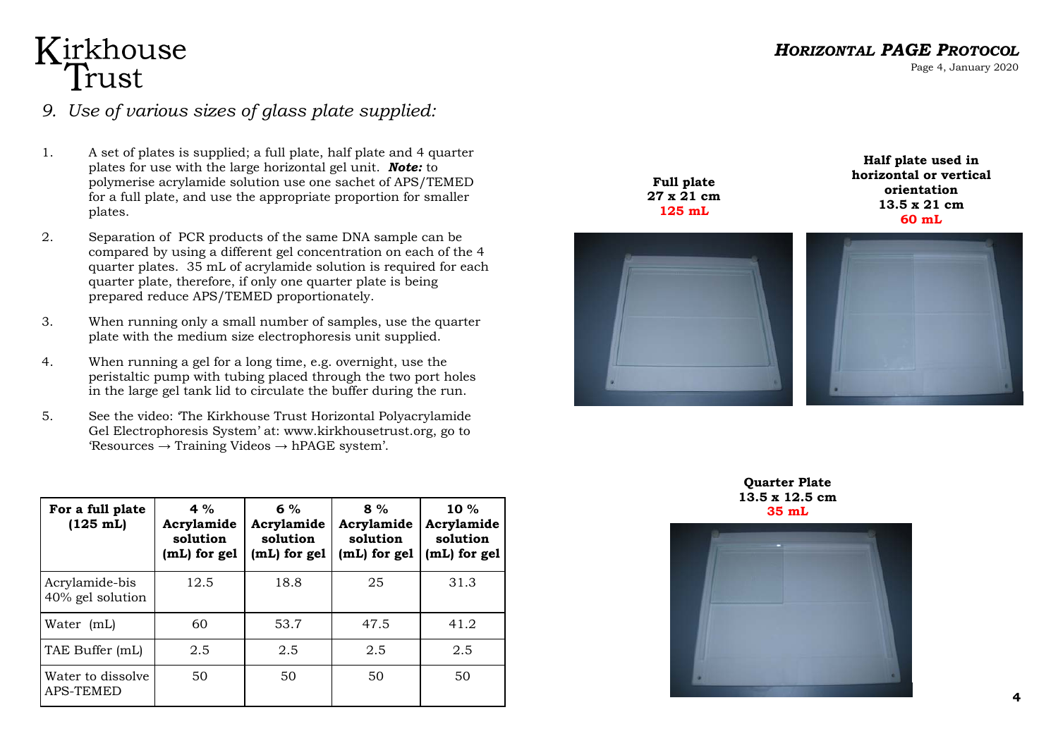## 9. *Use of various sizes of glass plate supplied:*

1. A set of plates is supplied; a full plate, half plate and 4 quarter plates for use with the large horizontal gel unit. ***Note:*** to polymerise acrylamide solution use one sachet of APS/TEMED for a full plate, and use the appropriate proportion for smaller plates.

2. Separation of PCR products of the same DNA sample can be compared by using a different gel concentration on each of the 4 quarter plates. 35 mL of acrylamide solution is required for each quarter plate, therefore, if only one quarter plate is being prepared reduce APS/TEMED proportionately.

3. When running only a small number of samples, use the quarter plate with the medium size electrophoresis unit supplied.

4. When running a gel for a long time, e.g. overnight, use the peristaltic pump with tubing placed through the two port holes in the large gel tank lid to circulate the buffer during the run.

5. See the video: 'The Kirkhouse Trust Horizontal Polyacrylamide Gel Electrophoresis System' at: www.kirkhousetrust.org, go to 'Resources → Training Videos → hPAGE system'.

| For a full plate (125 mL) | 4 % Acrylamide solution (mL) for gel | 6 % Acrylamide solution (mL) for gel | 8 % Acrylamide solution (mL) for gel | 10 % Acrylamide solution (mL) for gel |
|---|---|---|---|---|
| Acrylamide-bis 40% gel solution | 12.5 | 18.8 | 25 | 31.3 |
| Water (mL) | 60 | 53.7 | 47.5 | 41.2 |
| TAE Buffer (mL) | 2.5 | 2.5 | 2.5 | 2.5 |
| Water to dissolve APS-TEMED | 50 | 50 | 50 | 50 |

**Full plate**
**27 x 21 cm**
**125 mL**

**Half plate used in horizontal or vertical orientation**
**13.5 x 21 cm**
**60 mL**

**Quarter Plate**
**13.5 x 12.5 cm**
**35 mL**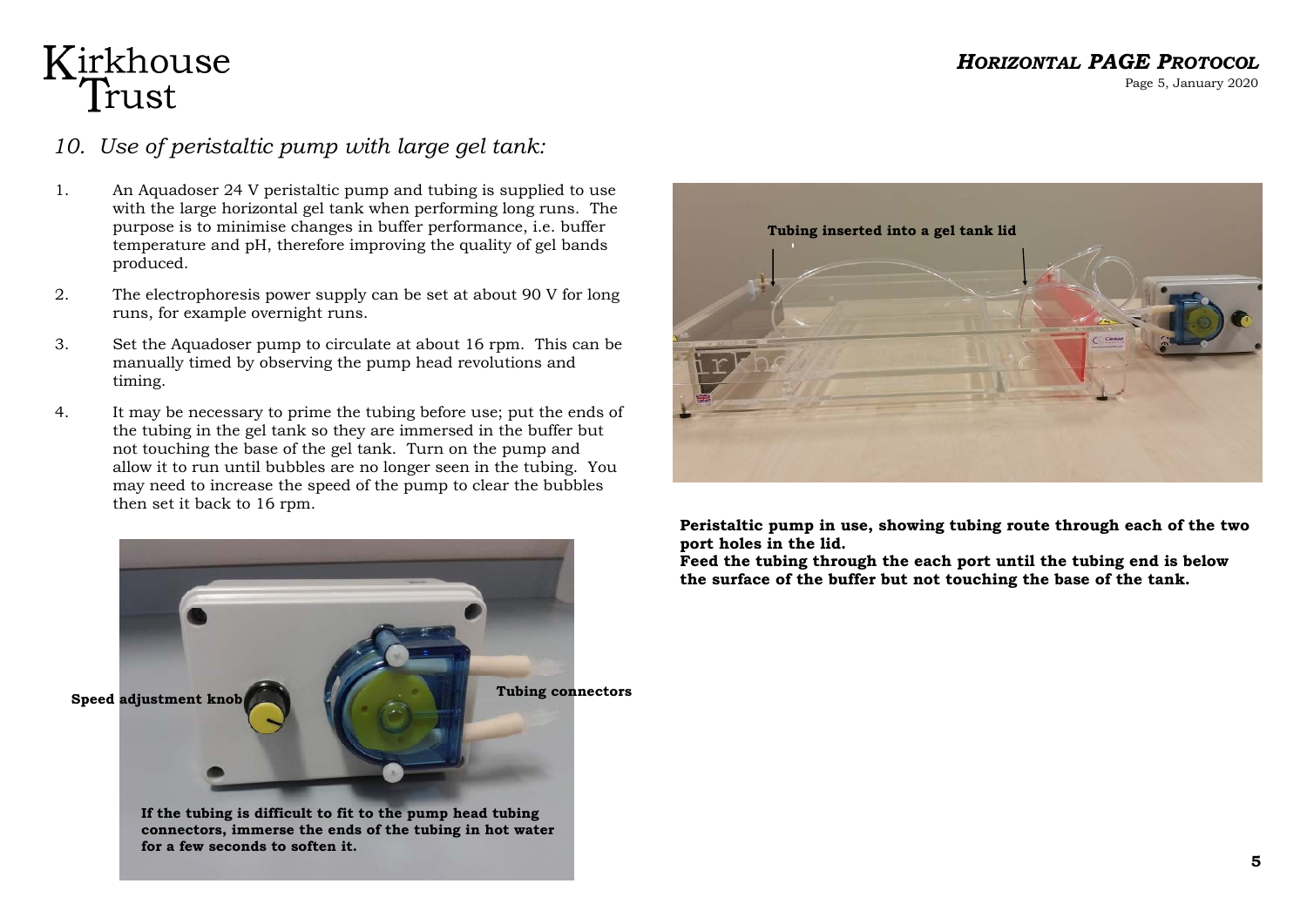## 10. *Use of peristaltic pump with large gel tank:*

1. An Aquadoser 24 V peristaltic pump and tubing is supplied to use with the large horizontal gel tank when performing long runs. The purpose is to minimise changes in buffer performance, i.e. buffer temperature and pH, therefore improving the quality of gel bands produced.
2. The electrophoresis power supply can be set at about 90 V for long runs, for example overnight runs.
3. Set the Aquadoser pump to circulate at about 16 rpm. This can be manually timed by observing the pump head revolutions and timing.
4. It may be necessary to prime the tubing before use; put the ends of the tubing in the gel tank so they are immersed in the buffer but not touching the base of the gel tank. Turn on the pump and allow it to run until bubbles are no longer seen in the tubing. You may need to increase the speed of the pump to clear the bubbles then set it back to 16 rpm.

**Speed adjustment knob**

**Tubing connectors**

**If the tubing is difficult to fit to the pump head tubing connectors, immerse the ends of the tubing in hot water for a few seconds to soften it.**

**Tubing inserted into a gel tank lid**

**Peristaltic pump in use, showing tubing route through each of the two port holes in the lid.**
**Feed the tubing through the each port until the tubing end is below the surface of the buffer but not touching the base of the tank.**